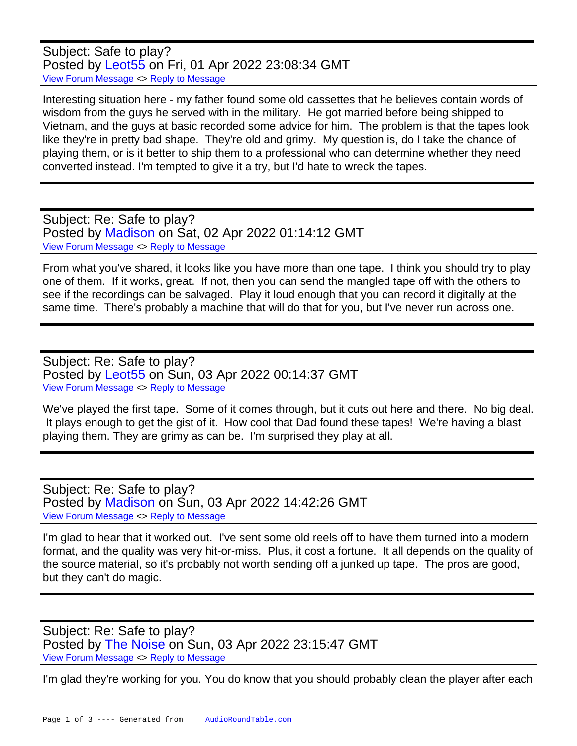Subject: Safe to play?
Posted by Leot55 on Fri, 01 Apr 2022 23:08:34 GMT
View Forum Message <> Reply to Message

Interesting situation here - my father found some old cassettes that he believes contain words of wisdom from the guys he served with in the military. He got married before being shipped to Vietnam, and the guys at basic recorded some advice for him. The problem is that the tapes look like they're in pretty bad shape. They're old and grimy. My question is, do I take the chance of playing them, or is it better to ship them to a professional who can determine whether they need converted instead. I'm tempted to give it a try, but I'd hate to wreck the tapes.

---

Subject: Re: Safe to play?
Posted by Madison on Sat, 02 Apr 2022 01:14:12 GMT
View Forum Message <> Reply to Message

From what you've shared, it looks like you have more than one tape. I think you should try to play one of them. If it works, great. If not, then you can send the mangled tape off with the others to see if the recordings can be salvaged. Play it loud enough that you can record it digitally at the same time. There's probably a machine that will do that for you, but I've never run across one.

---

Subject: Re: Safe to play?
Posted by Leot55 on Sun, 03 Apr 2022 00:14:37 GMT
View Forum Message <> Reply to Message

We've played the first tape. Some of it comes through, but it cuts out here and there. No big deal. It plays enough to get the gist of it. How cool that Dad found these tapes! We're having a blast playing them. They are grimy as can be. I'm surprised they play at all.

---

Subject: Re: Safe to play?
Posted by Madison on Sun, 03 Apr 2022 14:42:26 GMT
View Forum Message <> Reply to Message

I'm glad to hear that it worked out. I've sent some old reels off to have them turned into a modern format, and the quality was very hit-or-miss. Plus, it cost a fortune. It all depends on the quality of the source material, so it's probably not worth sending off a junked up tape. The pros are good, but they can't do magic.

---

Subject: Re: Safe to play?
Posted by The Noise on Sun, 03 Apr 2022 23:15:47 GMT
View Forum Message <> Reply to Message

I'm glad they're working for you. You do know that you should probably clean the player after each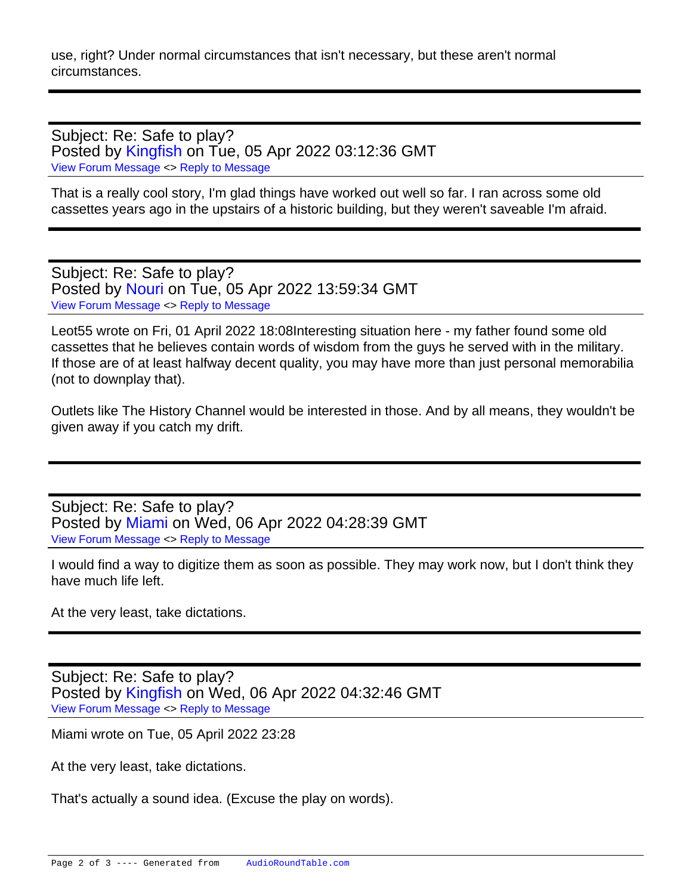use, right? Under normal circumstances that isn't necessary, but these aren't normal circumstances.

---

Subject: Re: Safe to play?
Posted by Kingfish on Tue, 05 Apr 2022 03:12:36 GMT
View Forum Message <> Reply to Message

That is a really cool story, I'm glad things have worked out well so far. I ran across some old cassettes years ago in the upstairs of a historic building, but they weren't saveable I'm afraid.

---

Subject: Re: Safe to play?
Posted by Nouri on Tue, 05 Apr 2022 13:59:34 GMT
View Forum Message <> Reply to Message

Leot55 wrote on Fri, 01 April 2022 18:08Interesting situation here - my father found some old cassettes that he believes contain words of wisdom from the guys he served with in the military.
If those are of at least halfway decent quality, you may have more than just personal memorabilia (not to downplay that).

Outlets like The History Channel would be interested in those. And by all means, they wouldn't be given away if you catch my drift.

---

Subject: Re: Safe to play?
Posted by Miami on Wed, 06 Apr 2022 04:28:39 GMT
View Forum Message <> Reply to Message

I would find a way to digitize them as soon as possible. They may work now, but I don't think they have much life left.

At the very least, take dictations.

---

Subject: Re: Safe to play?
Posted by Kingfish on Wed, 06 Apr 2022 04:32:46 GMT
View Forum Message <> Reply to Message

Miami wrote on Tue, 05 April 2022 23:28

At the very least, take dictations.

That's actually a sound idea. (Excuse the play on words).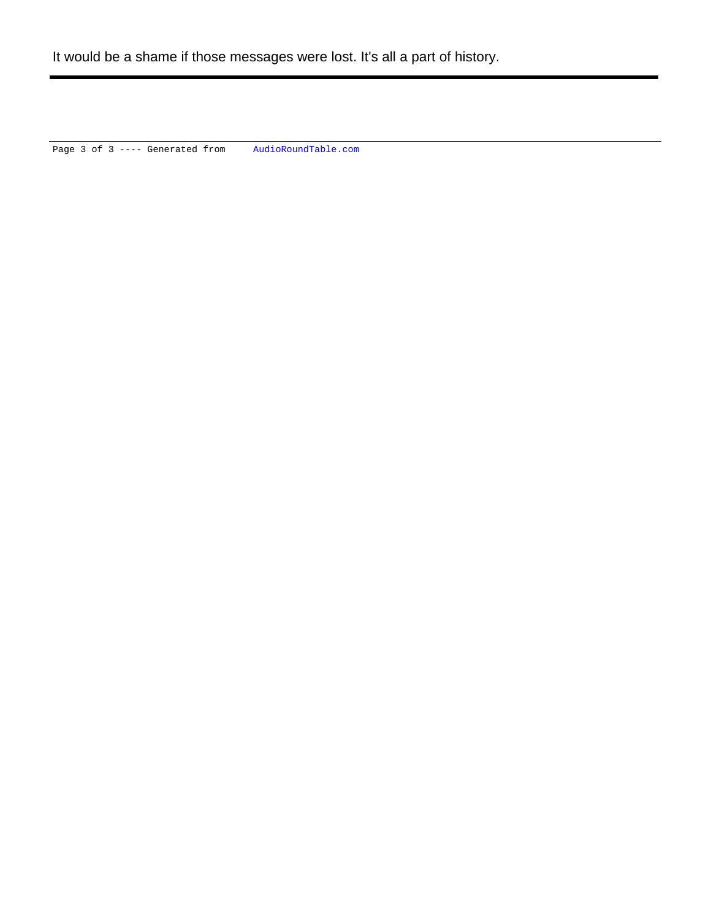It would be a shame if those messages were lost. It's all a part of history.

---